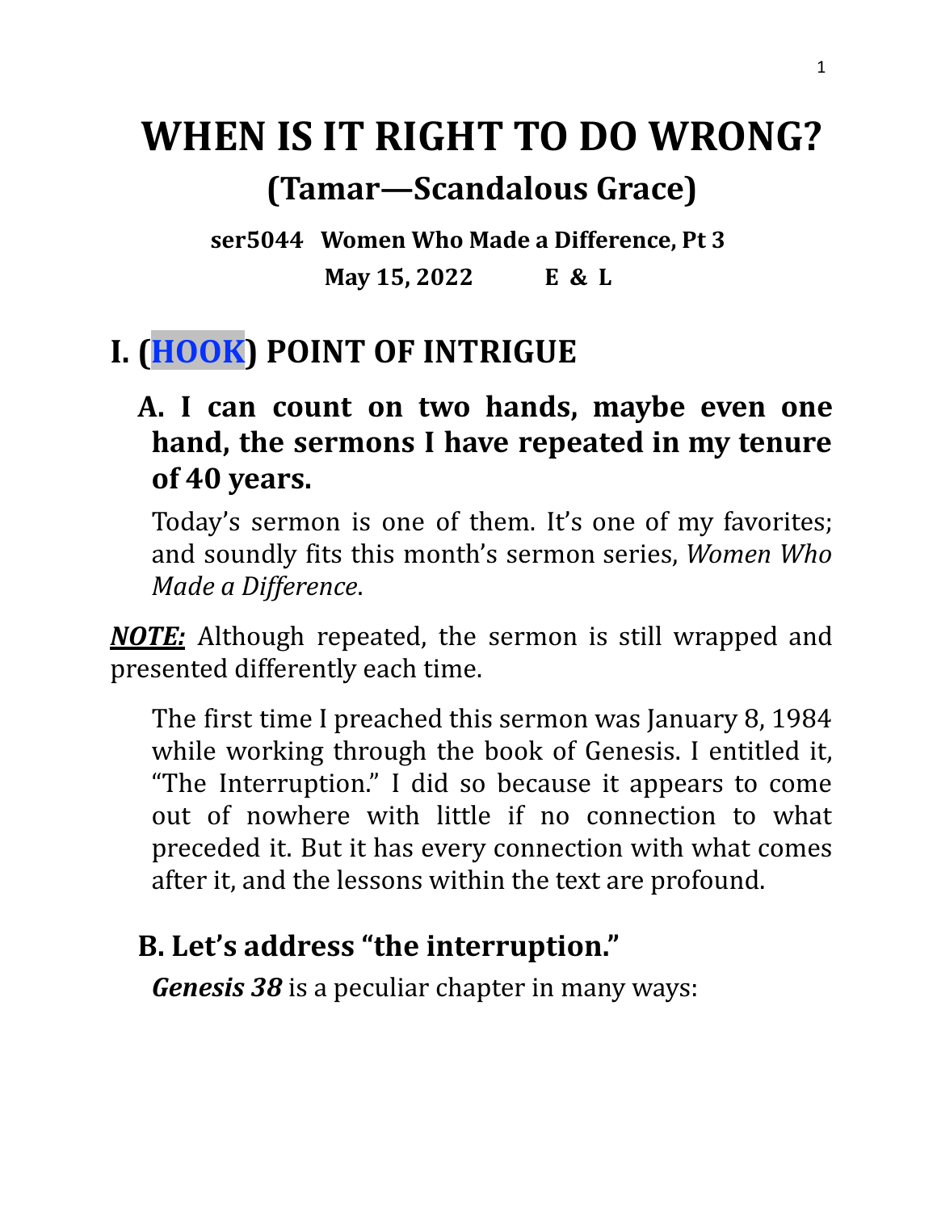# WHEN IS IT RIGHT TO DO WRONG?

## (Tamar—Scandalous Grace)

**ser5044 Women Who Made a Difference, Pt 3**

**May 15, 2022 E & L**

## I. (HOOK) POINT OF INTRIGUE

### A. I can count on two hands, maybe even one hand, the sermons I have repeated in my tenure of 40 years.

Today's sermon is one of them. It's one of my favorites; and soundly fits this month's sermon series, *Women Who Made a Difference*.

***NOTE:*** Although repeated, the sermon is still wrapped and presented differently each time.

The first time I preached this sermon was January 8, 1984 while working through the book of Genesis. I entitled it, "The Interruption." I did so because it appears to come out of nowhere with little if no connection to what preceded it. But it has every connection with what comes after it, and the lessons within the text are profound.

### B. Let's address "the interruption."

***Genesis 38*** is a peculiar chapter in many ways: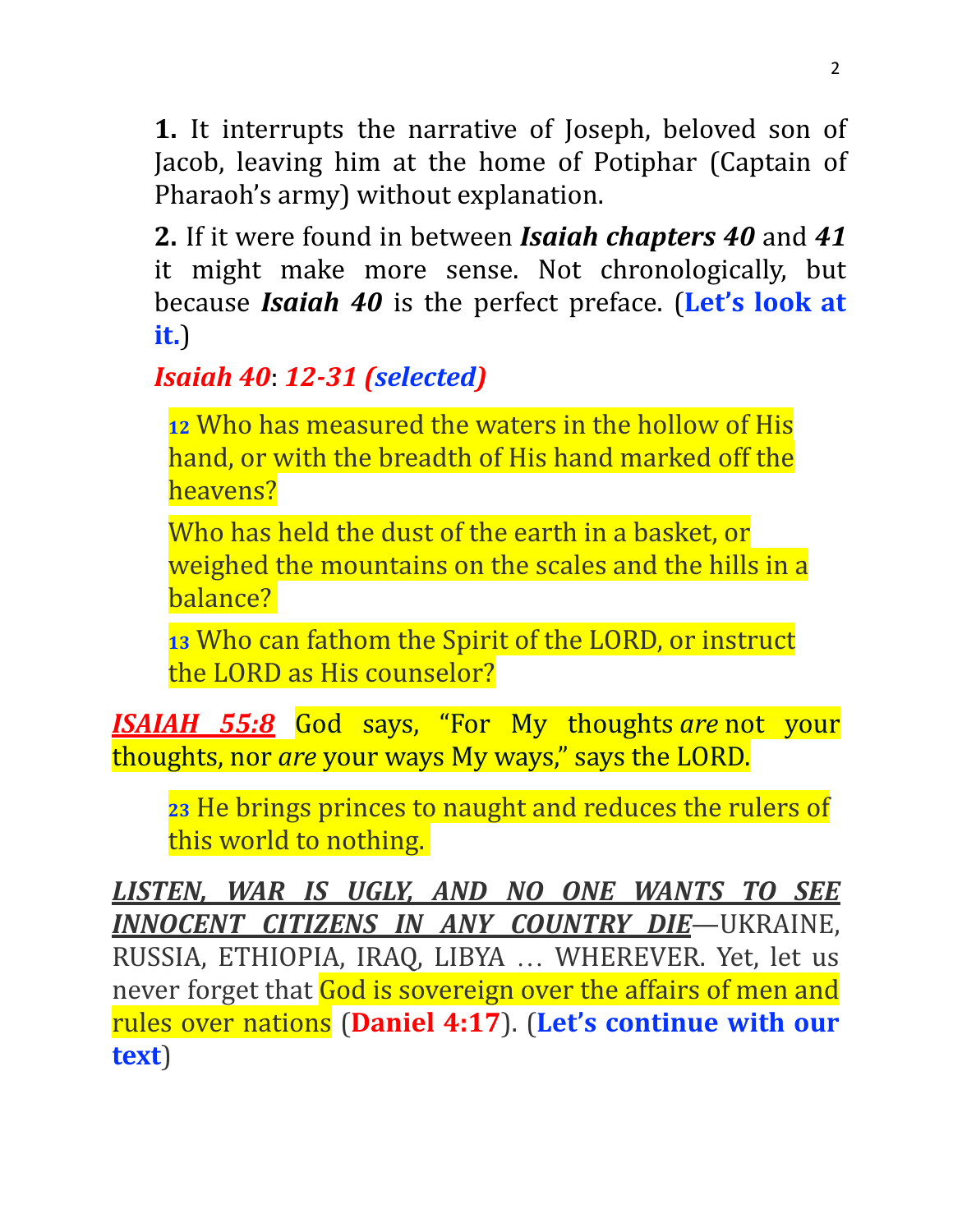**1.** It interrupts the narrative of Joseph, beloved son of Jacob, leaving him at the home of Potiphar (Captain of Pharaoh's army) without explanation.

**2.** If it were found in between ***Isaiah chapters 40*** and ***41*** it might make more sense. Not chronologically, but because ***Isaiah 40*** is the perfect preface. (**Let's look at it.**)

***Isaiah 40*: *12-31 (selected)***

> 12 Who has measured the waters in the hollow of His hand, or with the breadth of His hand marked off the heavens?
>
> Who has held the dust of the earth in a basket, or weighed the mountains on the scales and the hills in a balance?
>
> 13 Who can fathom the Spirit of the LORD, or instruct the LORD as His counselor?

***ISAIAH 55:8*** God says, "For My thoughts *are* not your thoughts, nor *are* your ways My ways," says the LORD.

> 23 He brings princes to naught and reduces the rulers of this world to nothing.

***LISTEN, WAR IS UGLY, AND NO ONE WANTS TO SEE INNOCENT CITIZENS IN ANY COUNTRY DIE***—UKRAINE, RUSSIA, ETHIOPIA, IRAQ, LIBYA … WHEREVER. Yet, let us never forget that God is sovereign over the affairs of men and rules over nations (**Daniel 4:17**). (**Let's continue with our text**)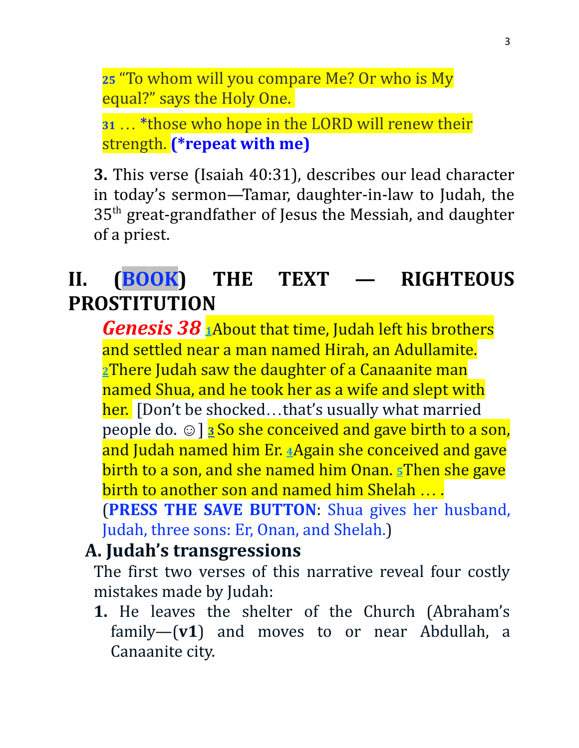25 "To whom will you compare Me? Or who is My equal?" says the Holy One.

31 … *those who hope in the LORD will renew their strength. **(*repeat with me)**

**3.** This verse (Isaiah 40:31), describes our lead character in today's sermon—Tamar, daughter-in-law to Judah, the 35th great-grandfather of Jesus the Messiah, and daughter of a priest.

# II. (BOOK) THE TEXT — RIGHTEOUS PROSTITUTION

***Genesis 38*** 1About that time, Judah left his brothers and settled near a man named Hirah, an Adullamite. 2There Judah saw the daughter of a Canaanite man named Shua, and he took her as a wife and slept with her. [Don't be shocked…that's usually what married people do. ☺] 3 So she conceived and gave birth to a son, and Judah named him Er. 4Again she conceived and gave birth to a son, and she named him Onan. 5Then she gave birth to another son and named him Shelah … .

(**PRESS THE SAVE BUTTON**: Shua gives her husband, Judah, three sons: Er, Onan, and Shelah.)

## A. Judah's transgressions

The first two verses of this narrative reveal four costly mistakes made by Judah:

**1.** He leaves the shelter of the Church (Abraham's family—(**v1**) and moves to or near Abdullah, a Canaanite city.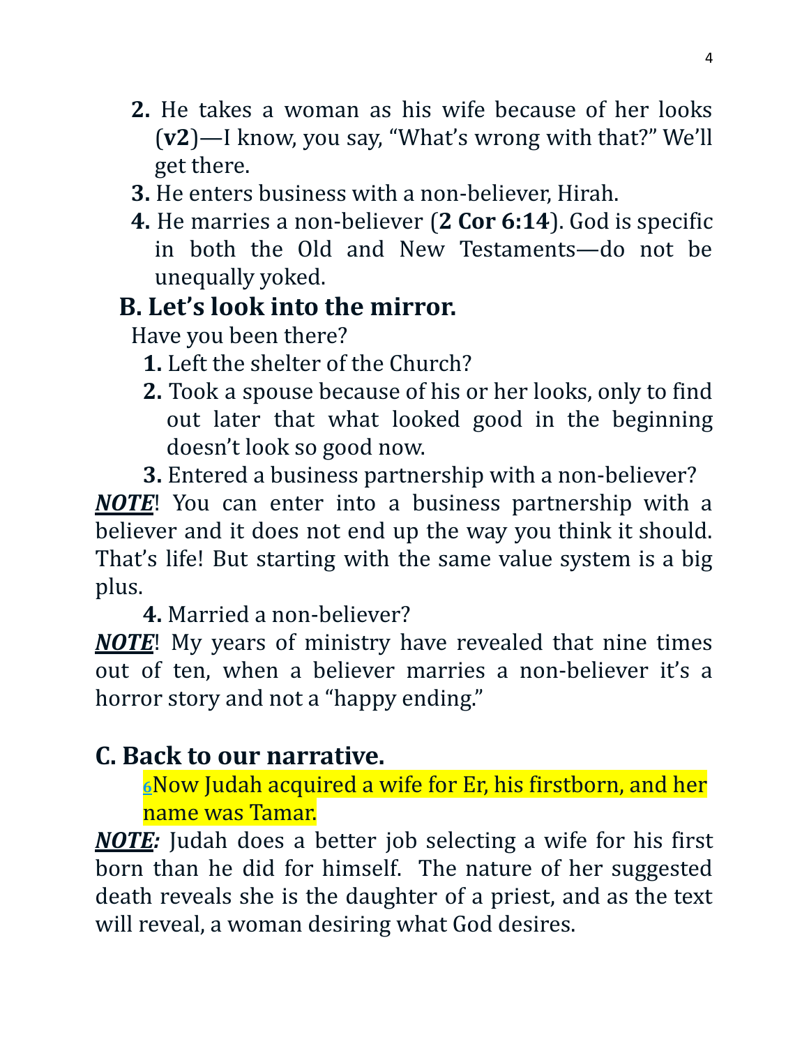2. He takes a woman as his wife because of her looks (**v2**)—I know, you say, "What's wrong with that?" We'll get there.
3. He enters business with a non-believer, Hirah.
4. He marries a non-believer (**2 Cor 6:14**). God is specific in both the Old and New Testaments—do not be unequally yoked.

## B. Let's look into the mirror.

Have you been there?

1. Left the shelter of the Church?
2. Took a spouse because of his or her looks, only to find out later that what looked good in the beginning doesn't look so good now.
3. Entered a business partnership with a non-believer?

***NOTE***! You can enter into a business partnership with a believer and it does not end up the way you think it should. That's life! But starting with the same value system is a big plus.

4. Married a non-believer?

***NOTE***! My years of ministry have revealed that nine times out of ten, when a believer marries a non-believer it's a horror story and not a "happy ending."

## C. Back to our narrative.

> [6]Now Judah acquired a wife for Er, his firstborn, and her name was Tamar.

***NOTE:*** Judah does a better job selecting a wife for his first born than he did for himself. The nature of her suggested death reveals she is the daughter of a priest, and as the text will reveal, a woman desiring what God desires.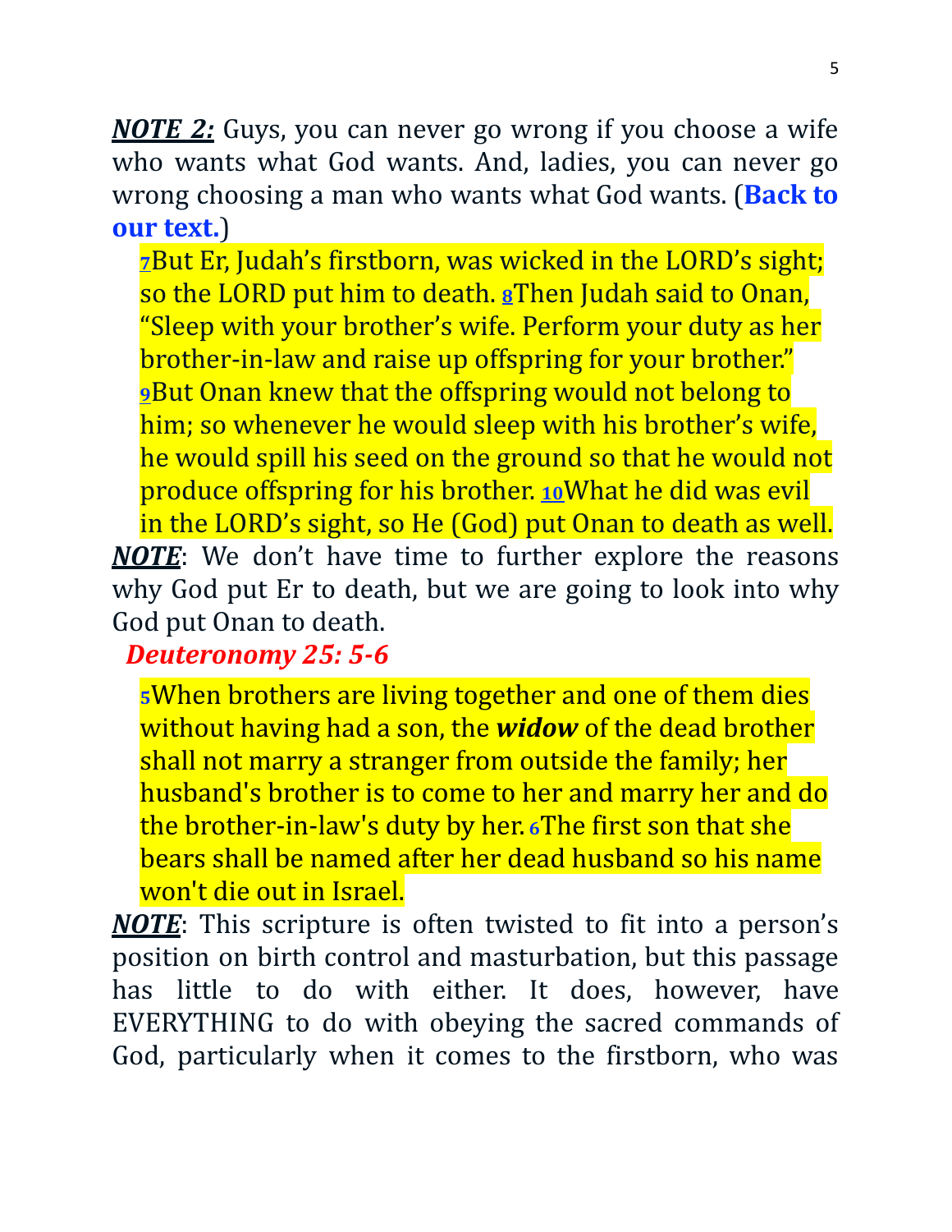***NOTE 2:*** Guys, you can never go wrong if you choose a wife who wants what God wants. And, ladies, you can never go wrong choosing a man who wants what God wants. (**Back to our text.**)

> 7But Er, Judah's firstborn, was wicked in the LORD's sight; so the LORD put him to death. 8Then Judah said to Onan, "Sleep with your brother's wife. Perform your duty as her brother-in-law and raise up offspring for your brother." 9But Onan knew that the offspring would not belong to him; so whenever he would sleep with his brother's wife, he would spill his seed on the ground so that he would not produce offspring for his brother. 10What he did was evil in the LORD's sight, so He (God) put Onan to death as well.

***NOTE***: We don't have time to further explore the reasons why God put Er to death, but we are going to look into why God put Onan to death.

***Deuteronomy 25: 5-6***

> 5When brothers are living together and one of them dies without having had a son, the ***widow*** of the dead brother shall not marry a stranger from outside the family; her husband's brother is to come to her and marry her and do the brother-in-law's duty by her. 6The first son that she bears shall be named after her dead husband so his name won't die out in Israel.

***NOTE***: This scripture is often twisted to fit into a person's position on birth control and masturbation, but this passage has little to do with either. It does, however, have EVERYTHING to do with obeying the sacred commands of God, particularly when it comes to the firstborn, who was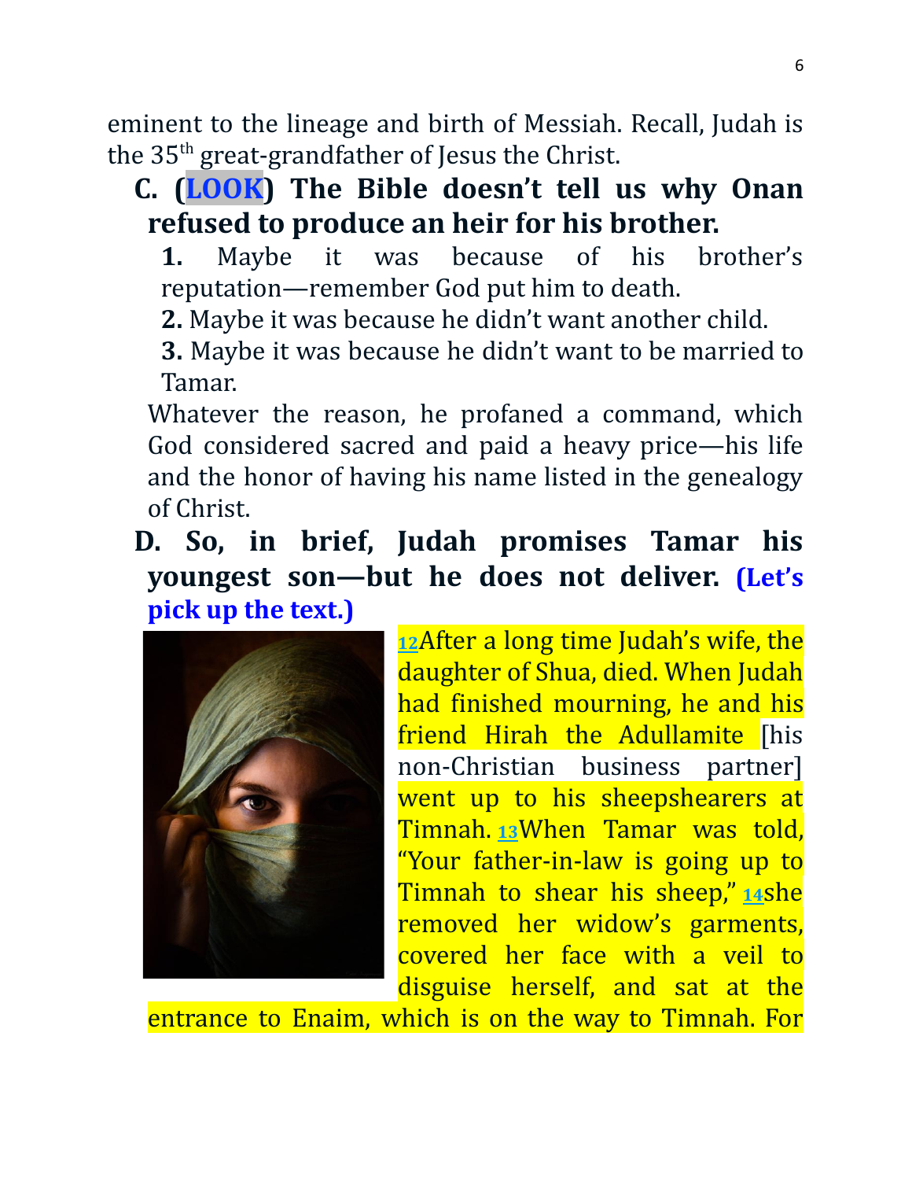eminent to the lineage and birth of Messiah. Recall, Judah is the 35th great-grandfather of Jesus the Christ.

**C. (LOOK) The Bible doesn't tell us why Onan refused to produce an heir for his brother.**

**1.** Maybe it was because of his brother's reputation—remember God put him to death.

**2.** Maybe it was because he didn't want another child.

**3.** Maybe it was because he didn't want to be married to Tamar.

Whatever the reason, he profaned a command, which God considered sacred and paid a heavy price—his life and the honor of having his name listed in the genealogy of Christ.

**D. So, in brief, Judah promises Tamar his youngest son—but he does not deliver. (Let's pick up the text.)**

12After a long time Judah's wife, the daughter of Shua, died. When Judah had finished mourning, he and his friend Hirah the Adullamite [his non-Christian business partner] went up to his sheepshearers at Timnah. 13When Tamar was told, "Your father-in-law is going up to Timnah to shear his sheep," 14she removed her widow's garments, covered her face with a veil to disguise herself, and sat at the entrance to Enaim, which is on the way to Timnah. For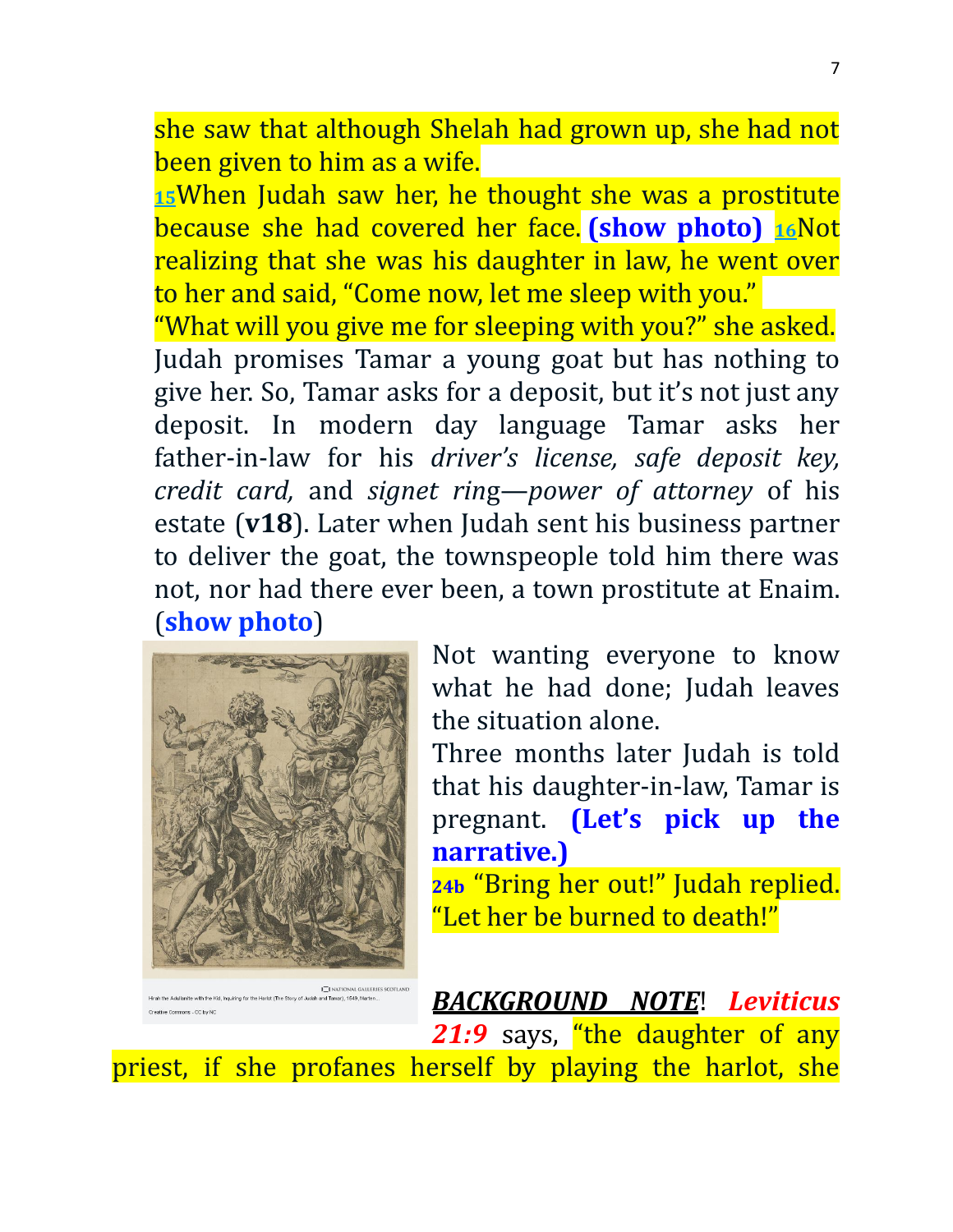she saw that although Shelah had grown up, she had not been given to him as a wife.

15When Judah saw her, he thought she was a prostitute because she had covered her face. **(show photo)** 16Not realizing that she was his daughter in law, he went over to her and said, "Come now, let me sleep with you."

"What will you give me for sleeping with you?" she asked.

Judah promises Tamar a young goat but has nothing to give her. So, Tamar asks for a deposit, but it's not just any deposit. In modern day language Tamar asks her father-in-law for his *driver's license, safe deposit key, credit card,* and *signet ring—power of attorney* of his estate (**v18**). Later when Judah sent his business partner to deliver the goat, the townspeople told him there was not, nor had there ever been, a town prostitute at Enaim. (**show photo**)

NATIONAL GALLERIES SCOTLAND
Hirah the Adullamite with the Kid, Inquiring for the Harlot (The Story of Judah and Tamar), 1549, Marten...
Creative Commons - CC by NC

Not wanting everyone to know what he had done; Judah leaves the situation alone.

Three months later Judah is told that his daughter-in-law, Tamar is pregnant. **(Let's pick up the narrative.)**

**24b** "Bring her out!" Judah replied. "Let her be burned to death!"

***BACKGROUND NOTE***! ***Leviticus 21:9*** says, "the daughter of any priest, if she profanes herself by playing the harlot, she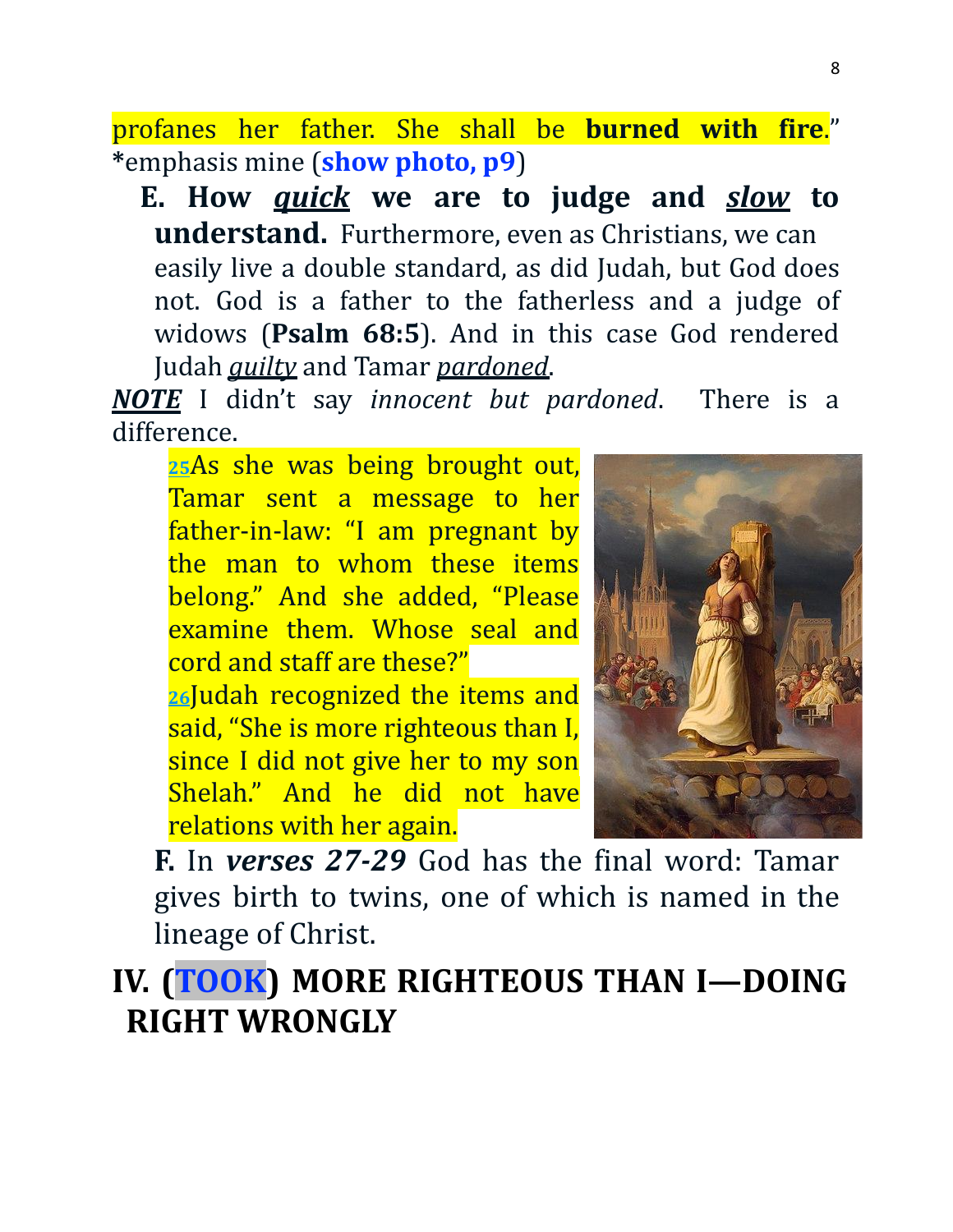profanes her father. She shall be **burned with fire**." *emphasis mine (**show photo, p9**)

**E. How _quick_ we are to judge and _slow_ to understand.** Furthermore, even as Christians, we can easily live a double standard, as did Judah, but God does not. God is a father to the fatherless and a judge of widows (**Psalm 68:5**). And in this case God rendered Judah _guilty_ and Tamar _pardoned_.

***NOTE*** I didn't say *innocent but pardoned*. There is a difference.

> 25As she was being brought out, Tamar sent a message to her father-in-law: "I am pregnant by the man to whom these items belong." And she added, "Please examine them. Whose seal and cord and staff are these?"
> 26Judah recognized the items and said, "She is more righteous than I, since I did not give her to my son Shelah." And he did not have relations with her again.

**F.** In ***verses 27-29*** God has the final word: Tamar gives birth to twins, one of which is named in the lineage of Christ.

# IV. (TOOK) MORE RIGHTEOUS THAN I—DOING RIGHT WRONGLY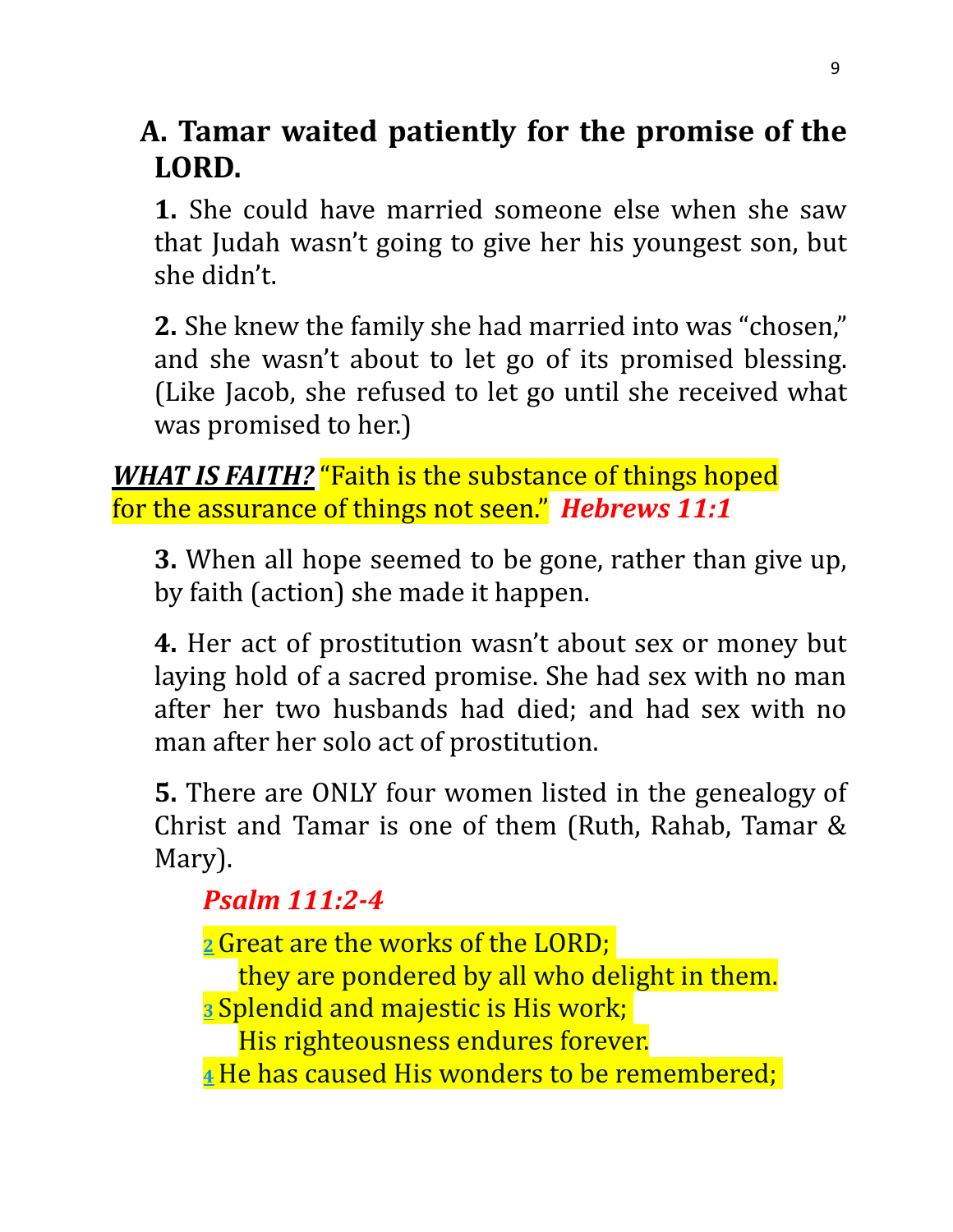## A. Tamar waited patiently for the promise of the LORD.

**1.** She could have married someone else when she saw that Judah wasn't going to give her his youngest son, but she didn't.

**2.** She knew the family she had married into was "chosen," and she wasn't about to let go of its promised blessing. (Like Jacob, she refused to let go until she received what was promised to her.)

***WHAT IS FAITH?*** "Faith is the substance of things hoped for the assurance of things not seen." ***Hebrews 11:1***

**3.** When all hope seemed to be gone, rather than give up, by faith (action) she made it happen.

**4.** Her act of prostitution wasn't about sex or money but laying hold of a sacred promise. She had sex with no man after her two husbands had died; and had sex with no man after her solo act of prostitution.

**5.** There are ONLY four women listed in the genealogy of Christ and Tamar is one of them (Ruth, Rahab, Tamar & Mary).

***Psalm 111:2-4***

2 Great are the works of the LORD;
 they are pondered by all who delight in them.
3 Splendid and majestic is His work;
 His righteousness endures forever.
4 He has caused His wonders to be remembered;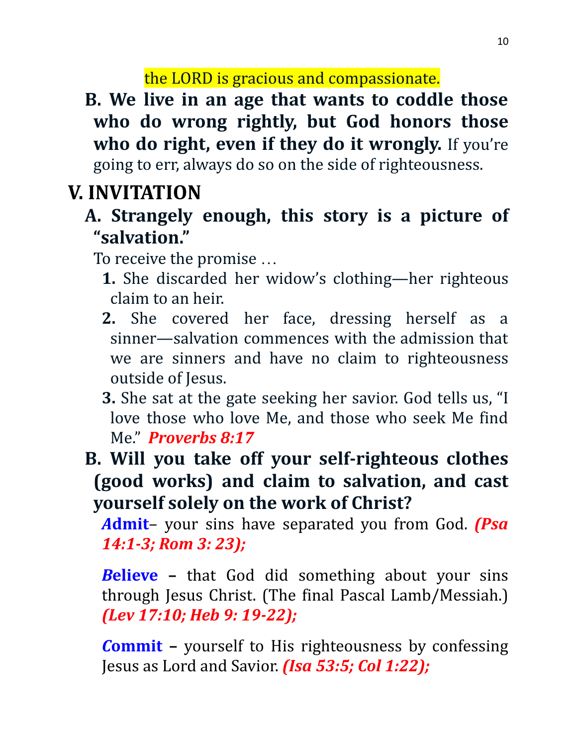the LORD is gracious and compassionate.

**B. We live in an age that wants to coddle those who do wrong rightly, but God honors those who do right, even if they do it wrongly.** If you're going to err, always do so on the side of righteousness.

# V. INVITATION

**A. Strangely enough, this story is a picture of "salvation."**

To receive the promise …

1. She discarded her widow's clothing—her righteous claim to an heir.
2. She covered her face, dressing herself as a sinner—salvation commences with the admission that we are sinners and have no claim to righteousness outside of Jesus.
3. She sat at the gate seeking her savior. God tells us, "I love those who love Me, and those who seek Me find Me." ***Proverbs 8:17***

**B. Will you take off your self-righteous clothes (good works) and claim to salvation, and cast yourself solely on the work of Christ?**

***A*****dmit**– your sins have separated you from God. ***(Psa 14:1-3; Rom 3: 23);***

***B*****elieve** – that God did something about your sins through Jesus Christ. (The final Pascal Lamb/Messiah.) ***(Lev 17:10; Heb 9: 19-22);***

***C*****ommit** – yourself to His righteousness by confessing Jesus as Lord and Savior. ***(Isa 53:5; Col 1:22);***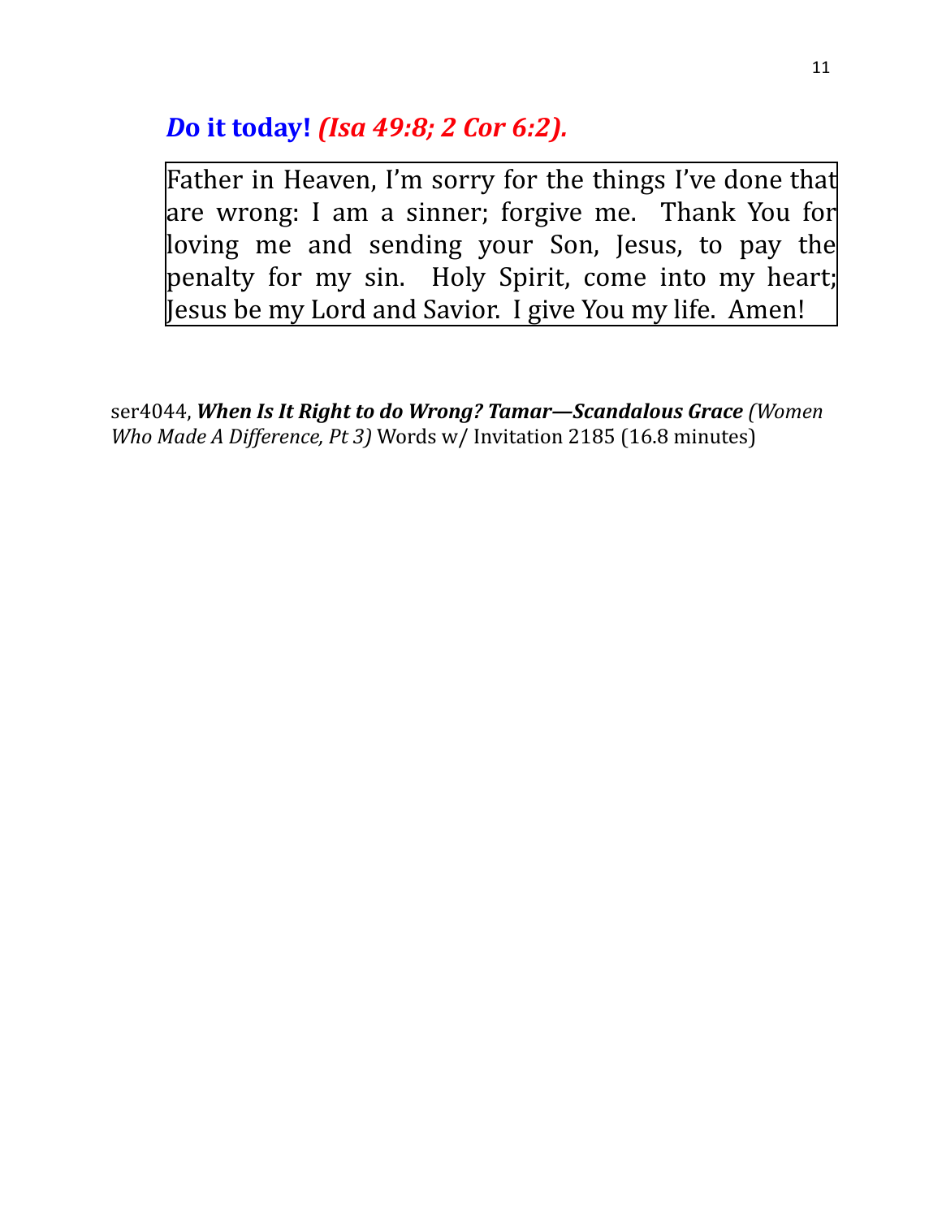***Do* it today!** ***(Isa 49:8; 2 Cor 6:2).***

| |
|---|
| Father in Heaven, I'm sorry for the things I've done that are wrong: I am a sinner; forgive me. Thank You for loving me and sending your Son, Jesus, to pay the penalty for my sin. Holy Spirit, come into my heart; Jesus be my Lord and Savior. I give You my life. Amen! |

ser4044, ***When Is It Right to do Wrong? Tamar—Scandalous Grace*** *(Women Who Made A Difference, Pt 3)* Words w/ Invitation 2185 (16.8 minutes)